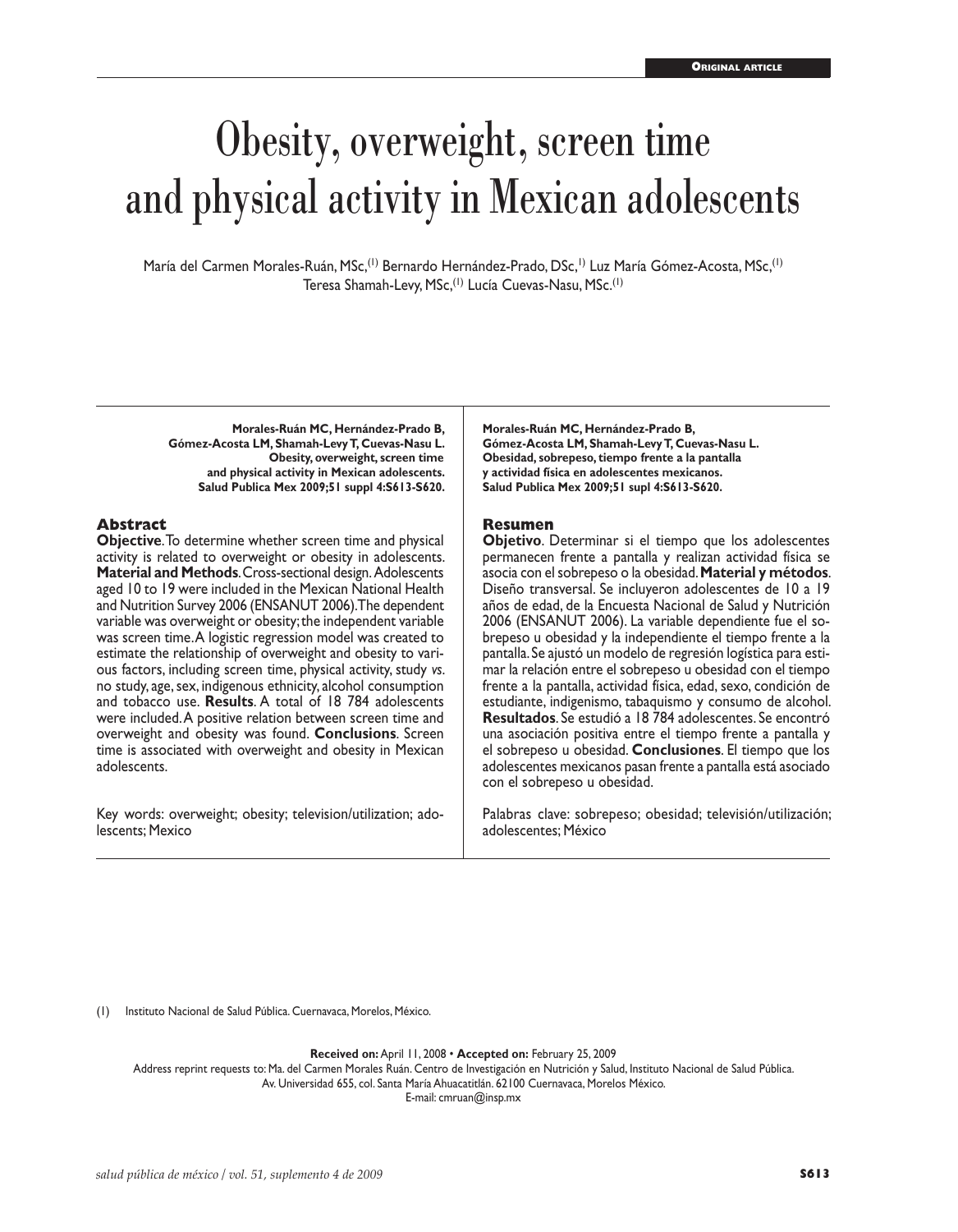**Original article**

# Obesity, overweight, screen time and physical activity in Mexican adolescents

María del Carmen Morales-Ruán, MSc,[1] Bernardo Hernández-Prado, DSc,[1] Luz María Gómez-Acosta, MSc,[1] Teresa Shamah-Levy, MSc,[1] Lucía Cuevas-Nasu, MSc.[1]

**Morales-Ruán MC, Hernández-Prado B, Gómez-Acosta LM, Shamah-Levy T, Cuevas-Nasu L. Obesity, overweight, screen time and physical activity in Mexican adolescents. Salud Publica Mex 2009;51 suppl 4:S613-S620.**

## Abstract

**Objective**. To determine whether screen time and physical activity is related to overweight or obesity in adolescents. **Material and Methods**. Cross-sectional design. Adolescents aged 10 to 19 were included in the Mexican National Health and Nutrition Survey 2006 (ENSANUT 2006). The dependent variable was overweight or obesity; the independent variable was screen time. A logistic regression model was created to estimate the relationship of overweight and obesity to various factors, including screen time, physical activity, study *vs.* no study, age, sex, indigenous ethnicity, alcohol consumption and tobacco use. **Results**. A total of 18 784 adolescents were included. A positive relation between screen time and overweight and obesity was found. **Conclusions**. Screen time is associated with overweight and obesity in Mexican adolescents.

Key words: overweight; obesity; television/utilization; adolescents; Mexico

**Morales-Ruán MC, Hernández-Prado B, Gómez-Acosta LM, Shamah-Levy T, Cuevas-Nasu L. Obesidad, sobrepeso, tiempo frente a la pantalla y actividad física en adolescentes mexicanos. Salud Publica Mex 2009;51 supl 4:S613-S620.**

## Resumen

**Objetivo**. Determinar si el tiempo que los adolescentes permanecen frente a pantalla y realizan actividad física se asocia con el sobrepeso o la obesidad. **Material y métodos**. Diseño transversal. Se incluyeron adolescentes de 10 a 19 años de edad, de la Encuesta Nacional de Salud y Nutrición 2006 (ENSANUT 2006). La variable dependiente fue el sobrepeso u obesidad y la independiente el tiempo frente a la pantalla. Se ajustó un modelo de regresión logística para estimar la relación entre el sobrepeso u obesidad con el tiempo frente a la pantalla, actividad física, edad, sexo, condición de estudiante, indigenismo, tabaquismo y consumo de alcohol. **Resultados**. Se estudió a 18 784 adolescentes. Se encontró una asociación positiva entre el tiempo frente a pantalla y el sobrepeso u obesidad. **Conclusiones**. El tiempo que los adolescentes mexicanos pasan frente a pantalla está asociado con el sobrepeso u obesidad.

Palabras clave: sobrepeso; obesidad; televisión/utilización; adolescentes; México

(1) Instituto Nacional de Salud Pública. Cuernavaca, Morelos, México.

**Received on:** April 11, 2008 • **Accepted on:** February 25, 2009

Address reprint requests to: Ma. del Carmen Morales Ruán. Centro de Investigación en Nutrición y Salud, Instituto Nacional de Salud Pública. Av. Universidad 655, col. Santa María Ahuacatitlán. 62100 Cuernavaca, Morelos México.

E-mail: cmruan@insp.mx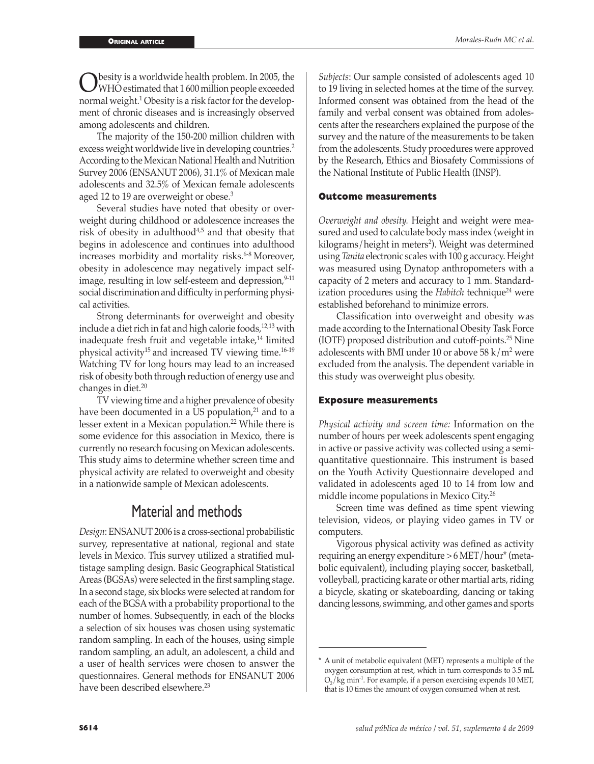Obesity is a worldwide health problem. In 2005, the WHO estimated that 1 600 million people exceeded normal weight.[1] Obesity is a risk factor for the development of chronic diseases and is increasingly observed among adolescents and children.

The majority of the 150-200 million children with excess weight worldwide live in developing countries.[2] According to the Mexican National Health and Nutrition Survey 2006 (ENSANUT 2006), 31.1% of Mexican male adolescents and 32.5% of Mexican female adolescents aged 12 to 19 are overweight or obese.[3]

Several studies have noted that obesity or overweight during childhood or adolescence increases the risk of obesity in adulthood[4,5] and that obesity that begins in adolescence and continues into adulthood increases morbidity and mortality risks.[6-8] Moreover, obesity in adolescence may negatively impact self-image, resulting in low self-esteem and depression,[9-11] social discrimination and difficulty in performing physical activities.

Strong determinants for overweight and obesity include a diet rich in fat and high calorie foods,[12,13] with inadequate fresh fruit and vegetable intake,[14] limited physical activity[15] and increased TV viewing time.[16-19] Watching TV for long hours may lead to an increased risk of obesity both through reduction of energy use and changes in diet.[20]

TV viewing time and a higher prevalence of obesity have been documented in a US population,[21] and to a lesser extent in a Mexican population.[22] While there is some evidence for this association in Mexico, there is currently no research focusing on Mexican adolescents. This study aims to determine whether screen time and physical activity are related to overweight and obesity in a nationwide sample of Mexican adolescents.

## Material and methods

*Design*: ENSANUT 2006 is a cross-sectional probabilistic survey, representative at national, regional and state levels in Mexico. This survey utilized a stratified multistage sampling design. Basic Geographical Statistical Areas (BGSAs) were selected in the first sampling stage. In a second stage, six blocks were selected at random for each of the BGSA with a probability proportional to the number of homes. Subsequently, in each of the blocks a selection of six houses was chosen using systematic random sampling. In each of the houses, using simple random sampling, an adult, an adolescent, a child and a user of health services were chosen to answer the questionnaires. General methods for ENSANUT 2006 have been described elsewhere.[23]

*Subjects*: Our sample consisted of adolescents aged 10 to 19 living in selected homes at the time of the survey. Informed consent was obtained from the head of the family and verbal consent was obtained from adolescents after the researchers explained the purpose of the survey and the nature of the measurements to be taken from the adolescents. Study procedures were approved by the Research, Ethics and Biosafety Commissions of the National Institute of Public Health (INSP).

### Outcome measurements

*Overweight and obesity.* Height and weight were measured and used to calculate body mass index (weight in kilograms/height in meters$^2$). Weight was determined using *Tanita* electronic scales with 100 g accuracy. Height was measured using Dynatop anthropometers with a capacity of 2 meters and accuracy to 1 mm. Standardization procedures using the *Habitch* technique[24] were established beforehand to minimize errors.

Classification into overweight and obesity was made according to the International Obesity Task Force (IOTF) proposed distribution and cutoff-points.[25] Nine adolescents with BMI under 10 or above 58 k/m$^2$ were excluded from the analysis. The dependent variable in this study was overweight plus obesity.

### Exposure measurements

*Physical activity and screen time:* Information on the number of hours per week adolescents spent engaging in active or passive activity was collected using a semi-quantitative questionnaire. This instrument is based on the Youth Activity Questionnaire developed and validated in adolescents aged 10 to 14 from low and middle income populations in Mexico City.[26]

Screen time was defined as time spent viewing television, videos, or playing video games in TV or computers.

Vigorous physical activity was defined as activity requiring an energy expenditure > 6 MET/hour* (metabolic equivalent), including playing soccer, basketball, volleyball, practicing karate or other martial arts, riding a bicycle, skating or skateboarding, dancing or taking dancing lessons, swimming, and other games and sports

\* A unit of metabolic equivalent (MET) represents a multiple of the oxygen consumption at rest, which in turn corresponds to 3.5 mL $O_2$/kg min$^{-1}$. For example, if a person exercising expends 10 MET, that is 10 times the amount of oxygen consumed when at rest.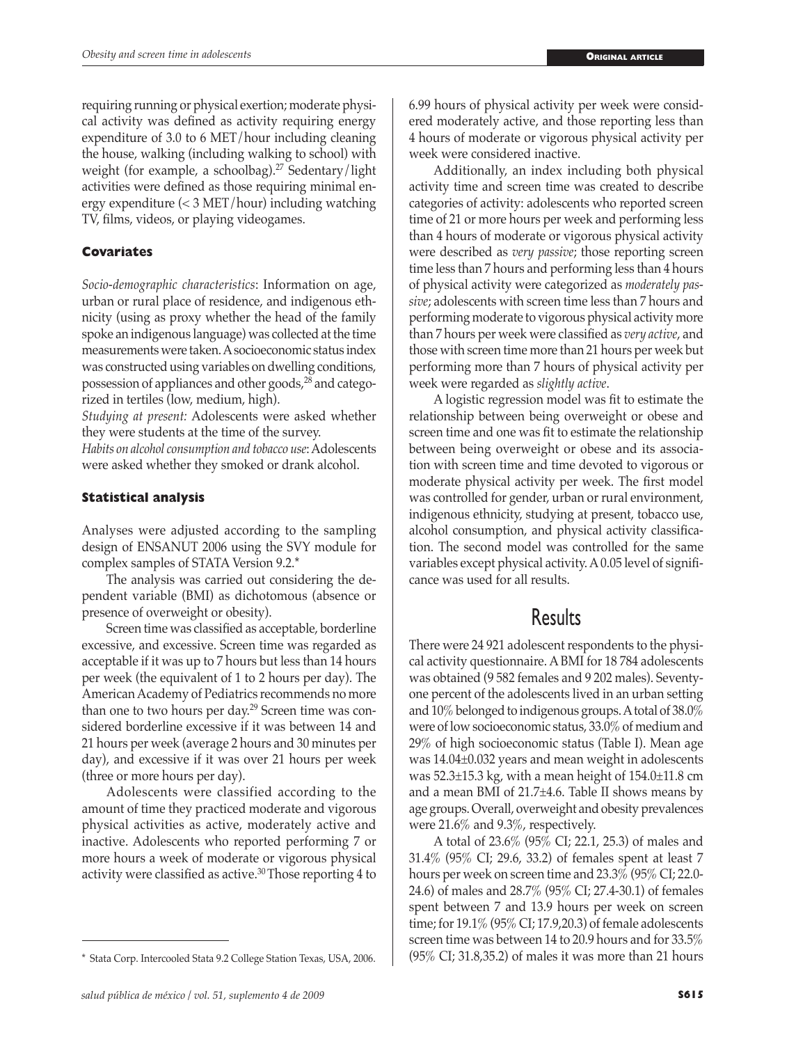requiring running or physical exertion; moderate physical activity was defined as activity requiring energy expenditure of 3.0 to 6 MET/hour including cleaning the house, walking (including walking to school) with weight (for example, a schoolbag).[27] Sedentary/light activities were defined as those requiring minimal energy expenditure (< 3 MET/hour) including watching TV, films, videos, or playing videogames.

### Covariates

*Socio-demographic characteristics*: Information on age, urban or rural place of residence, and indigenous ethnicity (using as proxy whether the head of the family spoke an indigenous language) was collected at the time measurements were taken. A socioeconomic status index was constructed using variables on dwelling conditions, possession of appliances and other goods,[28] and categorized in tertiles (low, medium, high).

*Studying at present:* Adolescents were asked whether they were students at the time of the survey.

*Habits on alcohol consumption and tobacco use*: Adolescents were asked whether they smoked or drank alcohol.

### Statistical analysis

Analyses were adjusted according to the sampling design of ENSANUT 2006 using the SVY module for complex samples of STATA Version 9.2.*

The analysis was carried out considering the dependent variable (BMI) as dichotomous (absence or presence of overweight or obesity).

Screen time was classified as acceptable, borderline excessive, and excessive. Screen time was regarded as acceptable if it was up to 7 hours but less than 14 hours per week (the equivalent of 1 to 2 hours per day). The American Academy of Pediatrics recommends no more than one to two hours per day.[29] Screen time was considered borderline excessive if it was between 14 and 21 hours per week (average 2 hours and 30 minutes per day), and excessive if it was over 21 hours per week (three or more hours per day).

Adolescents were classified according to the amount of time they practiced moderate and vigorous physical activities as active, moderately active and inactive. Adolescents who reported performing 7 or more hours a week of moderate or vigorous physical activity were classified as active.[30] Those reporting 4 to 6.99 hours of physical activity per week were considered moderately active, and those reporting less than 4 hours of moderate or vigorous physical activity per week were considered inactive.

Additionally, an index including both physical activity time and screen time was created to describe categories of activity: adolescents who reported screen time of 21 or more hours per week and performing less than 4 hours of moderate or vigorous physical activity were described as *very passive*; those reporting screen time less than 7 hours and performing less than 4 hours of physical activity were categorized as *moderately passive*; adolescents with screen time less than 7 hours and performing moderate to vigorous physical activity more than 7 hours per week were classified as *very active*, and those with screen time more than 21 hours per week but performing more than 7 hours of physical activity per week were regarded as *slightly active*.

A logistic regression model was fit to estimate the relationship between being overweight or obese and screen time and one was fit to estimate the relationship between being overweight or obese and its association with screen time and time devoted to vigorous or moderate physical activity per week. The first model was controlled for gender, urban or rural environment, indigenous ethnicity, studying at present, tobacco use, alcohol consumption, and physical activity classification. The second model was controlled for the same variables except physical activity. A 0.05 level of significance was used for all results.

## Results

There were 24 921 adolescent respondents to the physical activity questionnaire. A BMI for 18 784 adolescents was obtained (9 582 females and 9 202 males). Seventy-one percent of the adolescents lived in an urban setting and 10% belonged to indigenous groups. A total of 38.0% were of low socioeconomic status, 33.0% of medium and 29% of high socioeconomic status (Table I). Mean age was 14.04±0.032 years and mean weight in adolescents was 52.3±15.3 kg, with a mean height of 154.0±11.8 cm and a mean BMI of 21.7±4.6. Table II shows means by age groups. Overall, overweight and obesity prevalences were 21.6% and 9.3%, respectively.

A total of 23.6% (95% CI; 22.1, 25.3) of males and 31.4% (95% CI; 29.6, 33.2) of females spent at least 7 hours per week on screen time and 23.3% (95% CI; 22.0-24.6) of males and 28.7% (95% CI; 27.4-30.1) of females spent between 7 and 13.9 hours per week on screen time; for 19.1% (95% CI; 17.9,20.3) of female adolescents screen time was between 14 to 20.9 hours and for 33.5% (95% CI; 31.8,35.2) of males it was more than 21 hours

\* Stata Corp. Intercooled Stata 9.2 College Station Texas, USA, 2006.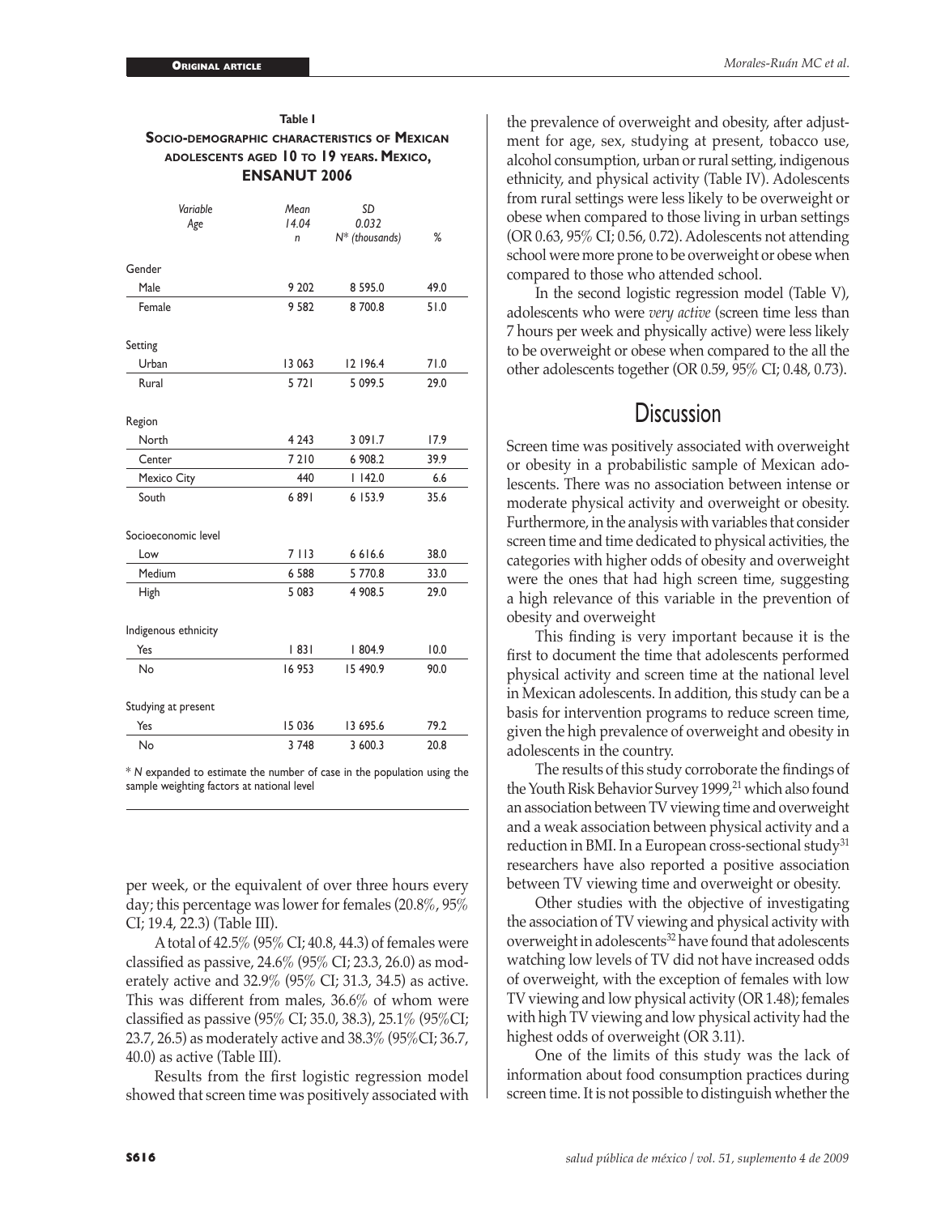**Table I**
**Socio-demographic characteristics of Mexican adolescents aged 10 to 19 years. Mexico, ENSANUT 2006**

| *Variable* | *Mean* | *SD* | |
|---|---|---|---|
| *Age* | *14.04* | *0.032* | |
| | *n* | *N\* (thousands)* | *%* |
| Gender | | | |
| Male | 9 202 | 8 595.0 | 49.0 |
| Female | 9 582 | 8 700.8 | 51.0 |
| Setting | | | |
| Urban | 13 063 | 12 196.4 | 71.0 |
| Rural | 5 721 | 5 099.5 | 29.0 |
| Region | | | |
| North | 4 243 | 3 091.7 | 17.9 |
| Center | 7 210 | 6 908.2 | 39.9 |
| Mexico City | 440 | 1 142.0 | 6.6 |
| South | 6 891 | 6 153.9 | 35.6 |
| Socioeconomic level | | | |
| Low | 7 113 | 6 616.6 | 38.0 |
| Medium | 6 588 | 5 770.8 | 33.0 |
| High | 5 083 | 4 908.5 | 29.0 |
| Indigenous ethnicity | | | |
| Yes | 1 831 | 1 804.9 | 10.0 |
| No | 16 953 | 15 490.9 | 90.0 |
| Studying at present | | | |
| Yes | 15 036 | 13 695.6 | 79.2 |
| No | 3 748 | 3 600.3 | 20.8 |

\* *N* expanded to estimate the number of case in the population using the sample weighting factors at national level

per week, or the equivalent of over three hours every day; this percentage was lower for females (20.8%, 95% CI; 19.4, 22.3) (Table III).

A total of 42.5% (95% CI; 40.8, 44.3) of females were classified as passive, 24.6% (95% CI; 23.3, 26.0) as moderately active and 32.9% (95% CI; 31.3, 34.5) as active. This was different from males, 36.6% of whom were classified as passive (95% CI; 35.0, 38.3), 25.1% (95%CI; 23.7, 26.5) as moderately active and 38.3% (95%CI; 36.7, 40.0) as active (Table III).

Results from the first logistic regression model showed that screen time was positively associated with the prevalence of overweight and obesity, after adjustment for age, sex, studying at present, tobacco use, alcohol consumption, urban or rural setting, indigenous ethnicity, and physical activity (Table IV). Adolescents from rural settings were less likely to be overweight or obese when compared to those living in urban settings (OR 0.63, 95% CI; 0.56, 0.72). Adolescents not attending school were more prone to be overweight or obese when compared to those who attended school.

In the second logistic regression model (Table V), adolescents who were *very active* (screen time less than 7 hours per week and physically active) were less likely to be overweight or obese when compared to the all the other adolescents together (OR 0.59, 95% CI; 0.48, 0.73).

# Discussion

Screen time was positively associated with overweight or obesity in a probabilistic sample of Mexican adolescents. There was no association between intense or moderate physical activity and overweight or obesity. Furthermore, in the analysis with variables that consider screen time and time dedicated to physical activities, the categories with higher odds of obesity and overweight were the ones that had high screen time, suggesting a high relevance of this variable in the prevention of obesity and overweight

This finding is very important because it is the first to document the time that adolescents performed physical activity and screen time at the national level in Mexican adolescents. In addition, this study can be a basis for intervention programs to reduce screen time, given the high prevalence of overweight and obesity in adolescents in the country.

The results of this study corroborate the findings of the Youth Risk Behavior Survey 1999,[21] which also found an association between TV viewing time and overweight and a weak association between physical activity and a reduction in BMI. In a European cross-sectional study[31] researchers have also reported a positive association between TV viewing time and overweight or obesity.

Other studies with the objective of investigating the association of TV viewing and physical activity with overweight in adolescents[32] have found that adolescents watching low levels of TV did not have increased odds of overweight, with the exception of females with low TV viewing and low physical activity (OR 1.48); females with high TV viewing and low physical activity had the highest odds of overweight (OR 3.11).

One of the limits of this study was the lack of information about food consumption practices during screen time. It is not possible to distinguish whether the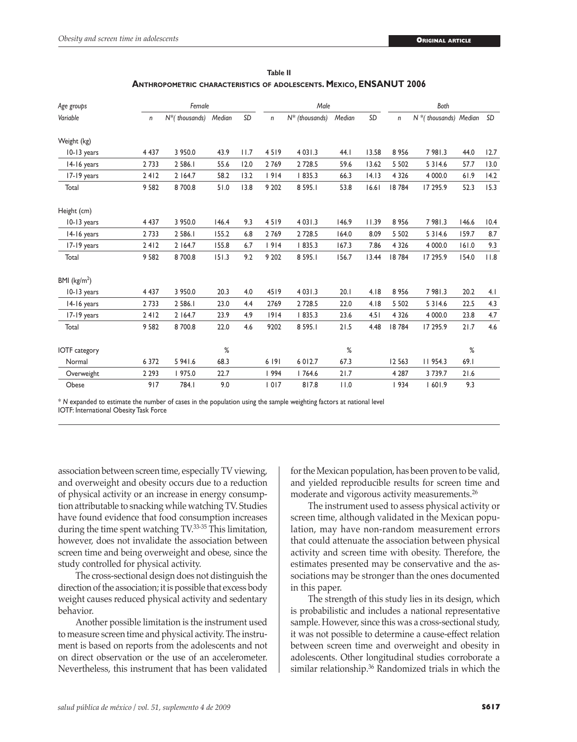**Table II**

**Anthropometric characteristics of adolescents. Mexico, ENSANUT 2006**

| Age groups | Female | | | | Male | | | | Both | | | |
|---|---|---|---|---|---|---|---|---|---|---|---|---|
| Variable | *n* | *N*\*( thousands) | Median | SD | *n* | *N*\* (thousands) | Median | SD | *n* | *N* \*( thousands) | Median | SD |
| Weight (kg) | | | | | | | | | | | | |
| 10-13 years | 4 437 | 3 950.0 | 43.9 | 11.7 | 4 519 | 4 031.3 | 44.1 | 13.58 | 8 956 | 7 981.3 | 44.0 | 12.7 |
| 14-16 years | 2 733 | 2 586.1 | 55.6 | 12.0 | 2 769 | 2 728.5 | 59.6 | 13.62 | 5 502 | 5 314.6 | 57.7 | 13.0 |
| 17-19 years | 2 412 | 2 164.7 | 58.2 | 13.2 | 1 914 | 1 835.3 | 66.3 | 14.13 | 4 326 | 4 000.0 | 61.9 | 14.2 |
| Total | 9 582 | 8 700.8 | 51.0 | 13.8 | 9 202 | 8 595.1 | 53.8 | 16.61 | 18 784 | 17 295.9 | 52.3 | 15.3 |
| Height (cm) | | | | | | | | | | | | |
| 10-13 years | 4 437 | 3 950.0 | 146.4 | 9.3 | 4 519 | 4 031.3 | 146.9 | 11.39 | 8 956 | 7 981.3 | 146.6 | 10.4 |
| 14-16 years | 2 733 | 2 586.1 | 155.2 | 6.8 | 2 769 | 2 728.5 | 164.0 | 8.09 | 5 502 | 5 314.6 | 159.7 | 8.7 |
| 17-19 years | 2 412 | 2 164.7 | 155.8 | 6.7 | 1 914 | 1 835.3 | 167.3 | 7.86 | 4 326 | 4 000.0 | 161.0 | 9.3 |
| Total | 9 582 | 8 700.8 | 151.3 | 9.2 | 9 202 | 8 595.1 | 156.7 | 13.44 | 18 784 | 17 295.9 | 154.0 | 11.8 |
| BMI (kg/m$^2$) | | | | | | | | | | | | |
| 10-13 years | 4 437 | 3 950.0 | 20.3 | 4.0 | 4519 | 4 031.3 | 20.1 | 4.18 | 8 956 | 7 981.3 | 20.2 | 4.1 |
| 14-16 years | 2 733 | 2 586.1 | 23.0 | 4.4 | 2769 | 2 728.5 | 22.0 | 4.18 | 5 502 | 5 314.6 | 22.5 | 4.3 |
| 17-19 years | 2 412 | 2 164.7 | 23.9 | 4.9 | 1914 | 1 835.3 | 23.6 | 4.51 | 4 326 | 4 000.0 | 23.8 | 4.7 |
| Total | 9 582 | 8 700.8 | 22.0 | 4.6 | 9202 | 8 595.1 | 21.5 | 4.48 | 18 784 | 17 295.9 | 21.7 | 4.6 |
| IOTF category | | | % | | | | % | | | | % | |
| Normal | 6 372 | 5 941.6 | 68.3 | | 6 191 | 6 012.7 | 67.3 | | 12 563 | 11 954.3 | 69.1 | |
| Overweight | 2 293 | 1 975.0 | 22.7 | | 1 994 | 1 764.6 | 21.7 | | 4 287 | 3 739.7 | 21.6 | |
| Obese | 917 | 784.1 | 9.0 | | 1 017 | 817.8 | 11.0 | | 1 934 | 1 601.9 | 9.3 | |

\* *N* expanded to estimate the number of cases in the population using the sample weighting factors at national level
IOTF: International Obesity Task Force

association between screen time, especially TV viewing, and overweight and obesity occurs due to a reduction of physical activity or an increase in energy consumption attributable to snacking while watching TV. Studies have found evidence that food consumption increases during the time spent watching TV.[33-35] This limitation, however, does not invalidate the association between screen time and being overweight and obese, since the study controlled for physical activity.

The cross-sectional design does not distinguish the direction of the association; it is possible that excess body weight causes reduced physical activity and sedentary behavior.

Another possible limitation is the instrument used to measure screen time and physical activity. The instrument is based on reports from the adolescents and not on direct observation or the use of an accelerometer. Nevertheless, this instrument that has been validated for the Mexican population, has been proven to be valid, and yielded reproducible results for screen time and moderate and vigorous activity measurements.[26]

The instrument used to assess physical activity or screen time, although validated in the Mexican population, may have non-random measurement errors that could attenuate the association between physical activity and screen time with obesity. Therefore, the estimates presented may be conservative and the associations may be stronger than the ones documented in this paper.

The strength of this study lies in its design, which is probabilistic and includes a national representative sample. However, since this was a cross-sectional study, it was not possible to determine a cause-effect relation between screen time and overweight and obesity in adolescents. Other longitudinal studies corroborate a similar relationship.[36] Randomized trials in which the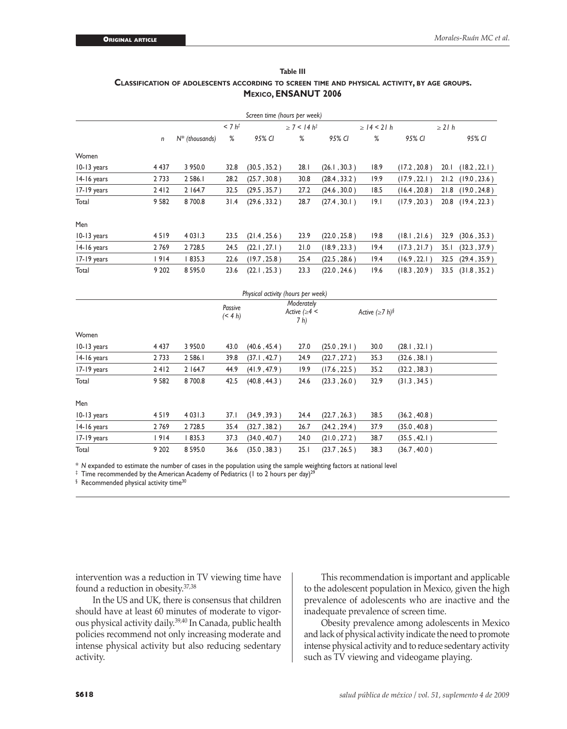**Table III**

**Classification of adolescents according to screen time and physical activity, by age groups. Mexico, ENSANUT 2006**

| | | | Screen time (hours per week) | | | | | | | |
|---|---|---|---|---|---|---|---|---|---|---|
| | | | < 7 h‡ | | ≥ 7 < 14 h‡ | | ≥ 14 < 21 h | | ≥ 21 h | |
| | n | N* (thousands) | % | 95% CI | % | 95% CI | % | 95% CI | | 95% CI |
| Women | | | | | | | | | | |
| 10-13 years | 4 437 | 3 950.0 | 32.8 | (30.5 , 35.2 ) | 28.1 | (26.1 , 30.3 ) | 18.9 | (17.2 , 20.8 ) | 20.1 | (18.2 , 22.1 ) |
| 14-16 years | 2 733 | 2 586.1 | 28.2 | (25.7 , 30.8 ) | 30.8 | (28.4 , 33.2 ) | 19.9 | (17.9 , 22.1 ) | 21.2 | (19.0 , 23.6 ) |
| 17-19 years | 2 412 | 2 164.7 | 32.5 | (29.5 , 35.7 ) | 27.2 | (24.6 , 30.0 ) | 18.5 | (16.4 , 20.8 ) | 21.8 | (19.0 , 24.8 ) |
| Total | 9 582 | 8 700.8 | 31.4 | (29.6 , 33.2 ) | 28.7 | (27.4 , 30.1 ) | 19.1 | (17.9 , 20.3 ) | 20.8 | (19.4 , 22.3 ) |
| Men | | | | | | | | | | |
| 10-13 years | 4 519 | 4 031.3 | 23.5 | (21.4 , 25.6 ) | 23.9 | (22.0 , 25.8 ) | 19.8 | (18.1 , 21.6 ) | 32.9 | (30.6 , 35.3 ) |
| 14-16 years | 2 769 | 2 728.5 | 24.5 | (22.1 , 27.1 ) | 21.0 | (18.9 , 23.3 ) | 19.4 | (17.3 , 21.7 ) | 35.1 | (32.3 , 37.9 ) |
| 17-19 years | 1 914 | 1 835.3 | 22.6 | (19.7 , 25.8 ) | 25.4 | (22.5 , 28.6 ) | 19.4 | (16.9 , 22.1 ) | 32.5 | (29.4 , 35.9 ) |
| Total | 9 202 | 8 595.0 | 23.6 | (22.1 , 25.3 ) | 23.3 | (22.0 , 24.6 ) | 19.6 | (18.3 , 20.9 ) | 33.5 | (31.8 , 35.2 ) |

| | | | Physical activity (hours per week) | | | | | |
|---|---|---|---|---|---|---|---|---|
| | | | Passive (< 4 h) | | Moderately Active (≥4 < 7 h) | | Active (≥7 h)§ | |
| Women | | | | | | | | |
| 10-13 years | 4 437 | 3 950.0 | 43.0 | (40.6 , 45.4 ) | 27.0 | (25.0 , 29.1 ) | 30.0 | (28.1 , 32.1 ) |
| 14-16 years | 2 733 | 2 586.1 | 39.8 | (37.1 , 42.7 ) | 24.9 | (22.7 , 27.2 ) | 35.3 | (32.6 , 38.1 ) |
| 17-19 years | 2 412 | 2 164.7 | 44.9 | (41.9 , 47.9 ) | 19.9 | (17.6 , 22.5 ) | 35.2 | (32.2 , 38.3 ) |
| Total | 9 582 | 8 700.8 | 42.5 | (40.8 , 44.3 ) | 24.6 | (23.3 , 26.0 ) | 32.9 | (31.3 , 34.5 ) |
| Men | | | | | | | | |
| 10-13 years | 4 519 | 4 031.3 | 37.1 | (34.9 , 39.3 ) | 24.4 | (22.7 , 26.3 ) | 38.5 | (36.2 , 40.8 ) |
| 14-16 years | 2 769 | 2 728.5 | 35.4 | (32.7 , 38.2 ) | 26.7 | (24.2 , 29.4 ) | 37.9 | (35.0 , 40.8 ) |
| 17-19 years | 1 914 | 1 835.3 | 37.3 | (34.0 , 40.7 ) | 24.0 | (21.0 , 27.2 ) | 38.7 | (35.5 , 42.1 ) |
| Total | 9 202 | 8 595.0 | 36.6 | (35.0 , 38.3 ) | 25.1 | (23.7 , 26.5 ) | 38.3 | (36.7 , 40.0 ) |

\* N expanded to estimate the number of cases in the population using the sample weighting factors at national level

‡ Time recommended by the American Academy of Pediatrics (1 to 2 hours per day)[29]

§ Recommended physical activity time[30]

intervention was a reduction in TV viewing time have found a reduction in obesity.[37,38]

In the US and UK, there is consensus that children should have at least 60 minutes of moderate to vigorous physical activity daily.[39,40] In Canada, public health policies recommend not only increasing moderate and intense physical activity but also reducing sedentary activity.

This recommendation is important and applicable to the adolescent population in Mexico, given the high prevalence of adolescents who are inactive and the inadequate prevalence of screen time.

Obesity prevalence among adolescents in Mexico and lack of physical activity indicate the need to promote intense physical activity and to reduce sedentary activity such as TV viewing and videogame playing.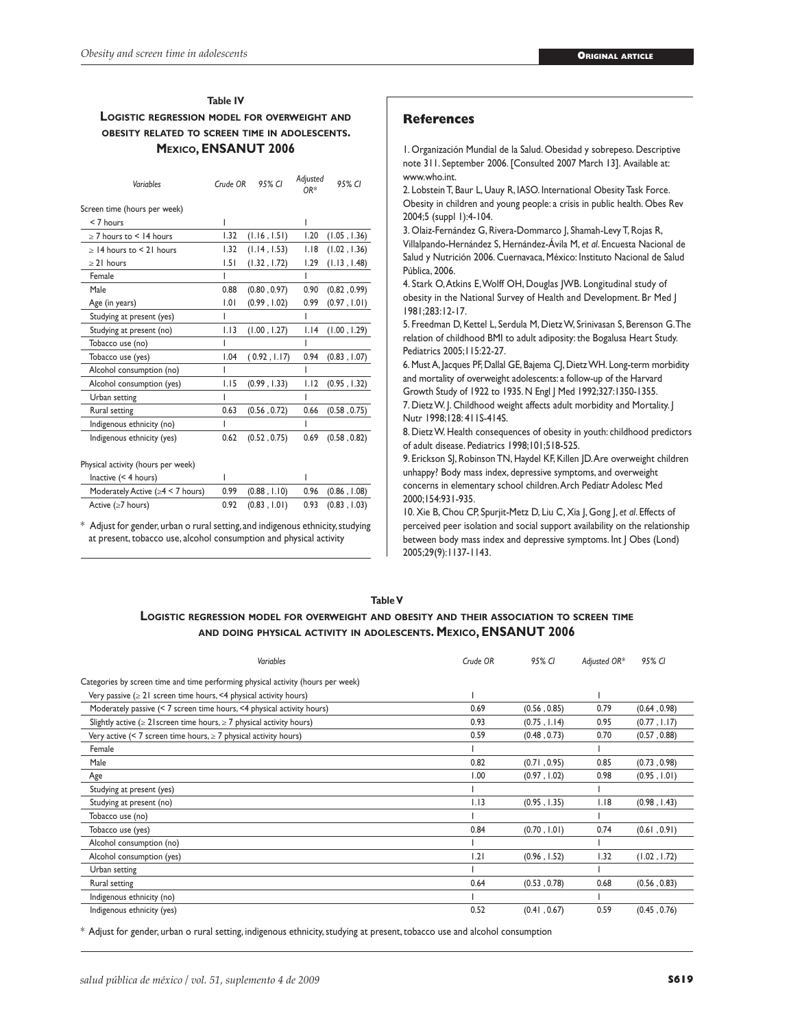**Table IV**

**Logistic regression model for overweight and obesity related to screen time in adolescents. Mexico, ENSANUT 2006**

| *Variables* | *Crude OR* | *95% CI* | *Adjusted OR\** | *95% CI* |
|---|---|---|---|---|
| Screen time (hours per week) | | | | |
| < 7 hours | 1 | | 1 | |
| ≥ 7 hours to < 14 hours | 1.32 | (1.16 , 1.51) | 1.20 | (1.05 , 1.36) |
| ≥ 14 hours to < 21 hours | 1.32 | (1.14 , 1.53) | 1.18 | (1.02 , 1.36) |
| ≥ 21 hours | 1.51 | (1.32 , 1.72) | 1.29 | (1.13 , 1.48) |
| Female | 1 | | 1 | |
| Male | 0.88 | (0.80 , 0.97) | 0.90 | (0.82 , 0.99) |
| Age (in years) | 1.01 | (0.99 , 1.02) | 0.99 | (0.97 , 1.01) |
| Studying at present (yes) | 1 | | 1 | |
| Studying at present (no) | 1.13 | (1.00 , 1.27) | 1.14 | (1.00 , 1.29) |
| Tobacco use (no) | 1 | | 1 | |
| Tobacco use (yes) | 1.04 | ( 0.92 , 1.17) | 0.94 | (0.83 , 1.07) |
| Alcohol consumption (no) | 1 | | 1 | |
| Alcohol consumption (yes) | 1.15 | (0.99 , 1.33) | 1.12 | (0.95 , 1.32) |
| Urban setting | 1 | | 1 | |
| Rural setting | 0.63 | (0.56 , 0.72) | 0.66 | (0.58 , 0.75) |
| Indigenous ethnicity (no) | 1 | | 1 | |
| Indigenous ethnicity (yes) | 0.62 | (0.52 , 0.75) | 0.69 | (0.58 , 0.82) |
| Physical activity (hours per week) | | | | |
| Inactive (< 4 hours) | 1 | | 1 | |
| Moderately Active (≥4 < 7 hours) | 0.99 | (0.88 , 1.10) | 0.96 | (0.86 , 1.08) |
| Active (≥7 hours) | 0.92 | (0.83 , 1.01) | 0.93 | (0.83 , 1.03) |

\* Adjust for gender, urban o rural setting, and indigenous ethnicity, studying at present, tobacco use, alcohol consumption and physical activity

## References

1. Organización Mundial de la Salud. Obesidad y sobrepeso. Descriptive note 311. September 2006. [Consulted 2007 March 13]. Available at: www.who.int.
2. Lobstein T, Baur L, Uauy R, IASO. International Obesity Task Force. Obesity in children and young people: a crisis in public health. Obes Rev 2004;5 (suppl 1):4-104.
3. Olaiz-Fernández G, Rivera-Dommarco J, Shamah-Levy T, Rojas R, Villalpando-Hernández S, Hernández-Ávila M, *et al*. Encuesta Nacional de Salud y Nutrición 2006. Cuernavaca, México: Instituto Nacional de Salud Pública, 2006.
4. Stark O, Atkins E, Wolff OH, Douglas JWB. Longitudinal study of obesity in the National Survey of Health and Development. Br Med J 1981;283:12-17.
5. Freedman D, Kettel L, Serdula M, Dietz W, Srinivasan S, Berenson G. The relation of childhood BMI to adult adiposity: the Bogalusa Heart Study. Pediatrics 2005;115:22-27.
6. Must A, Jacques PF, Dallal GE, Bajema CJ, Dietz WH. Long-term morbidity and mortality of overweight adolescents: a follow-up of the Harvard Growth Study of 1922 to 1935. N Engl J Med 1992;327:1350-1355.
7. Dietz W. J. Childhood weight affects adult morbidity and Mortality. J Nutr 1998;128: 411S-414S.
8. Dietz W. Health consequences of obesity in youth: childhood predictors of adult disease. Pediatrics 1998;101;518-525.
9. Erickson SJ, Robinson TN, Haydel KF, Killen JD. Are overweight children unhappy? Body mass index, depressive symptoms, and overweight concerns in elementary school children. Arch Pediatr Adolesc Med 2000;154:931-935.
10. Xie B, Chou CP, Spurjit-Metz D, Liu C, Xia J, Gong J, *et al*. Effects of perceived peer isolation and social support availability on the relationship between body mass index and depressive symptoms. Int J Obes (Lond) 2005;29(9):1137-1143.

**Table V**

**Logistic regression model for overweight and obesity and their association to screen time and doing physical activity in adolescents. Mexico, ENSANUT 2006**

| *Variables* | *Crude OR* | *95% CI* | *Adjusted OR\** | *95% CI* |
|---|---|---|---|---|
| Categories by screen time and time performing physical activity (hours per week) | | | | |
| Very passive (≥ 21 screen time hours, <4 physical activity hours) | 1 | | 1 | |
| Moderately passive (< 7 screen time hours, <4 physical activity hours) | 0.69 | (0.56 , 0.85) | 0.79 | (0.64 , 0.98) |
| Slightly active (≥ 21screen time hours, ≥ 7 physical activity hours) | 0.93 | (0.75 , 1.14) | 0.95 | (0.77 , 1.17) |
| Very active (< 7 screen time hours, ≥ 7 physical activity hours) | 0.59 | (0.48 , 0.73) | 0.70 | (0.57 , 0.88) |
| Female | 1 | | 1 | |
| Male | 0.82 | (0.71 , 0.95) | 0.85 | (0.73 , 0.98) |
| Age | 1.00 | (0.97 , 1.02) | 0.98 | (0.95 , 1.01) |
| Studying at present (yes) | 1 | | 1 | |
| Studying at present (no) | 1.13 | (0.95 , 1.35) | 1.18 | (0.98 , 1.43) |
| Tobacco use (no) | 1 | | 1 | |
| Tobacco use (yes) | 0.84 | (0.70 , 1.01) | 0.74 | (0.61 , 0.91) |
| Alcohol consumption (no) | 1 | | 1 | |
| Alcohol consumption (yes) | 1.21 | (0.96 , 1.52) | 1.32 | (1.02 , 1.72) |
| Urban setting | 1 | | 1 | |
| Rural setting | 0.64 | (0.53 , 0.78) | 0.68 | (0.56 , 0.83) |
| Indigenous ethnicity (no) | 1 | | 1 | |
| Indigenous ethnicity (yes) | 0.52 | (0.41 , 0.67) | 0.59 | (0.45 , 0.76) |

\* Adjust for gender, urban o rural setting, indigenous ethnicity, studying at present, tobacco use and alcohol consumption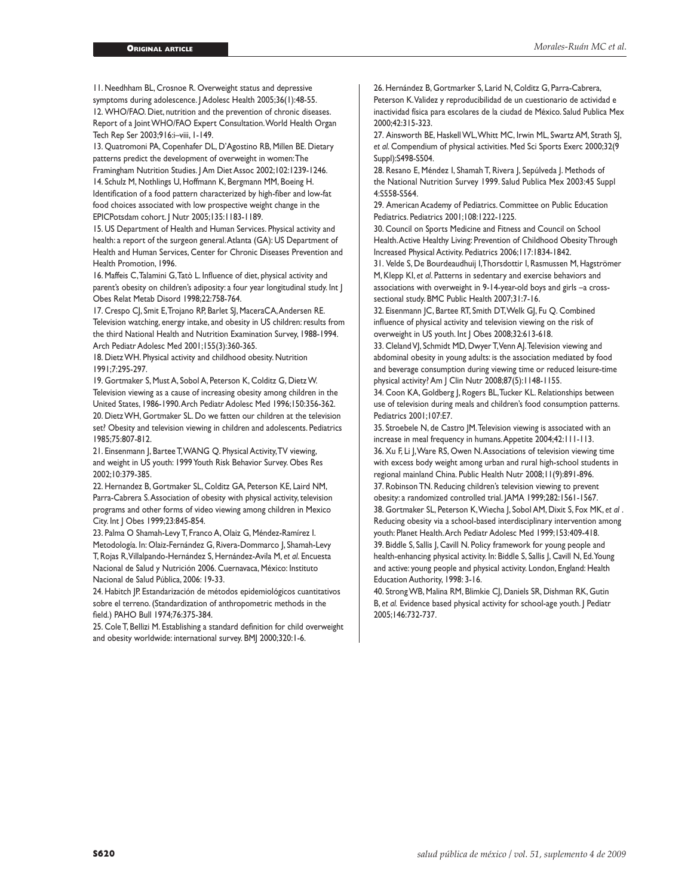11. Needhham BL, Crosnoe R. Overweight status and depressive symptoms during adolescence. J Adolesc Health 2005;36(1):48-55.

12. WHO/FAO. Diet, nutrition and the prevention of chronic diseases. Report of a Joint WHO/FAO Expert Consultation. World Health Organ Tech Rep Ser 2003;916:i–viii, 1-149.

13. Quatromoni PA, Copenhafer DL, D'Agostino RB, Millen BE. Dietary patterns predict the development of overweight in women: The Framingham Nutrition Studies. J Am Diet Assoc 2002;102:1239-1246.

14. Schulz M, Nothlings U, Hoffmann K, Bergmann MM, Boeing H. Identification of a food pattern characterized by high-fiber and low-fat food choices associated with low prospective weight change in the EPICPotsdam cohort. J Nutr 2005;135:1183-1189.

15. US Department of Health and Human Services. Physical activity and health: a report of the surgeon general. Atlanta (GA): US Department of Health and Human Services, Center for Chronic Diseases Prevention and Health Promotion, 1996.

16. Maffeis C, Talamini G, Tatò L. Influence of diet, physical activity and parent's obesity on children's adiposity: a four year longitudinal study. Int J Obes Relat Metab Disord 1998;22:758-764.

17. Crespo CJ, Smit E, Trojano RP, Barlet SJ, MaceraCA, Andersen RE. Television watching, energy intake, and obesity in US children: results from the third National Health and Nutrition Examination Survey, 1988-1994. Arch Pediatr Adolesc Med 2001;155(3):360-365.

18. Dietz WH. Physical activity and childhood obesity. Nutrition 1991;7:295-297.

19. Gortmaker S, Must A, Sobol A, Peterson K, Colditz G, Dietz W. Television viewing as a cause of increasing obesity among children in the United States, 1986-1990. Arch Pediatr Adolesc Med 1996;150:356-362.

20. Dietz WH, Gortmaker SL. Do we fatten our children at the television set? Obesity and television viewing in children and adolescents. Pediatrics 1985;75:807-812.

21. Einsenmann J, Bartee T, WANG Q. Physical Activity, TV viewing, and weight in US youth: 1999 Youth Risk Behavior Survey. Obes Res 2002;10:379-385.

22. Hernandez B, Gortmaker SL, Colditz GA, Peterson KE, Laird NM, Parra-Cabrera S. Association of obesity with physical activity, television programs and other forms of video viewing among children in Mexico City. Int J Obes 1999;23:845-854.

23. Palma O Shamah-Levy T, Franco A, Olaiz G, Méndez-Ramírez I. Metodología. In: Olaiz-Fernández G, Rivera-Dommarco J, Shamah-Levy T, Rojas R, Villalpando-Hernández S, Hernández-Avila M, *et al*. Encuesta Nacional de Salud y Nutrición 2006. Cuernavaca, México: Instituto Nacional de Salud Pública, 2006: 19-33.

24. Habitch JP. Estandarización de métodos epidemiológicos cuantitativos sobre el terreno. (Standardization of anthropometric methods in the field.) PAHO Bull 1974;76:375-384.

25. Cole T, Bellizi M. Establishing a standard definition for child overweight and obesity worldwide: international survey. BMJ 2000;320:1-6.

26. Hernández B, Gortmarker S, Larid N, Colditz G, Parra-Cabrera, Peterson K. Validez y reproducibilidad de un cuestionario de actividad e inactividad física para escolares de la ciudad de México. Salud Publica Mex 2000;42:315-323.

27. Ainsworth BE, Haskell WL, Whitt MC, Irwin ML, Swartz AM, Strath SJ, *et al*. Compendium of physical activities. Med Sci Sports Exerc 2000;32(9 Suppl):S498-S504.

28. Resano E, Méndez I, Shamah T, Rivera J, Sepúlveda J. Methods of the National Nutrition Survey 1999. Salud Publica Mex 2003:45 Suppl 4:S558-S564.

29. American Academy of Pediatrics. Committee on Public Education Pediatrics. Pediatrics 2001;108:1222-1225.

30. Council on Sports Medicine and Fitness and Council on School Health. Active Healthy Living: Prevention of Childhood Obesity Through Increased Physical Activity. Pediatrics 2006;117:1834-1842.

31. Velde S, De Bourdeaudhuij I, Thorsdottir I, Rasmussen M, Hagströmer M, Klepp KI, *et al*. Patterns in sedentary and exercise behaviors and associations with overweight in 9-14-year-old boys and girls –a cross-sectional study. BMC Public Health 2007;31:7-16.

32. Eisenmann JC, Bartee RT, Smith DT, Welk GJ, Fu Q. Combined influence of physical activity and television viewing on the risk of overweight in US youth. Int J Obes 2008;32:613-618.

33. Cleland VJ, Schmidt MD, Dwyer T, Venn AJ. Television viewing and abdominal obesity in young adults: is the association mediated by food and beverage consumption during viewing time or reduced leisure-time physical activity? Am J Clin Nutr 2008;87(5):1148-1155.

34. Coon KA, Goldberg J, Rogers BL, Tucker KL. Relationships between use of television during meals and children's food consumption patterns. Pediatrics 2001;107:E7.

35. Stroebele N, de Castro JM. Television viewing is associated with an increase in meal frequency in humans. Appetite 2004;42:111-113.

36. Xu F, Li J, Ware RS, Owen N. Associations of television viewing time with excess body weight among urban and rural high-school students in regional mainland China. Public Health Nutr 2008;11(9):891-896.

37. Robinson TN. Reducing children's television viewing to prevent obesity: a randomized controlled trial. JAMA 1999;282:1561-1567.

38. Gortmaker SL, Peterson K, Wiecha J, Sobol AM, Dixit S, Fox MK, *et al* . Reducing obesity via a school-based interdisciplinary intervention among youth: Planet Health. Arch Pediatr Adolesc Med 1999;153:409-418.

39. Biddle S, Sallis J, Cavill N. Policy framework for young people and health-enhancing physical activity. In: Biddle S, Sallis J, Cavill N, Ed. Young and active: young people and physical activity. London, England: Health Education Authority, 1998: 3-16.

40. Strong WB, Malina RM, Blimkie CJ, Daniels SR, Dishman RK, Gutin B, *et al.* Evidence based physical activity for school-age youth. J Pediatr 2005;146:732-737.